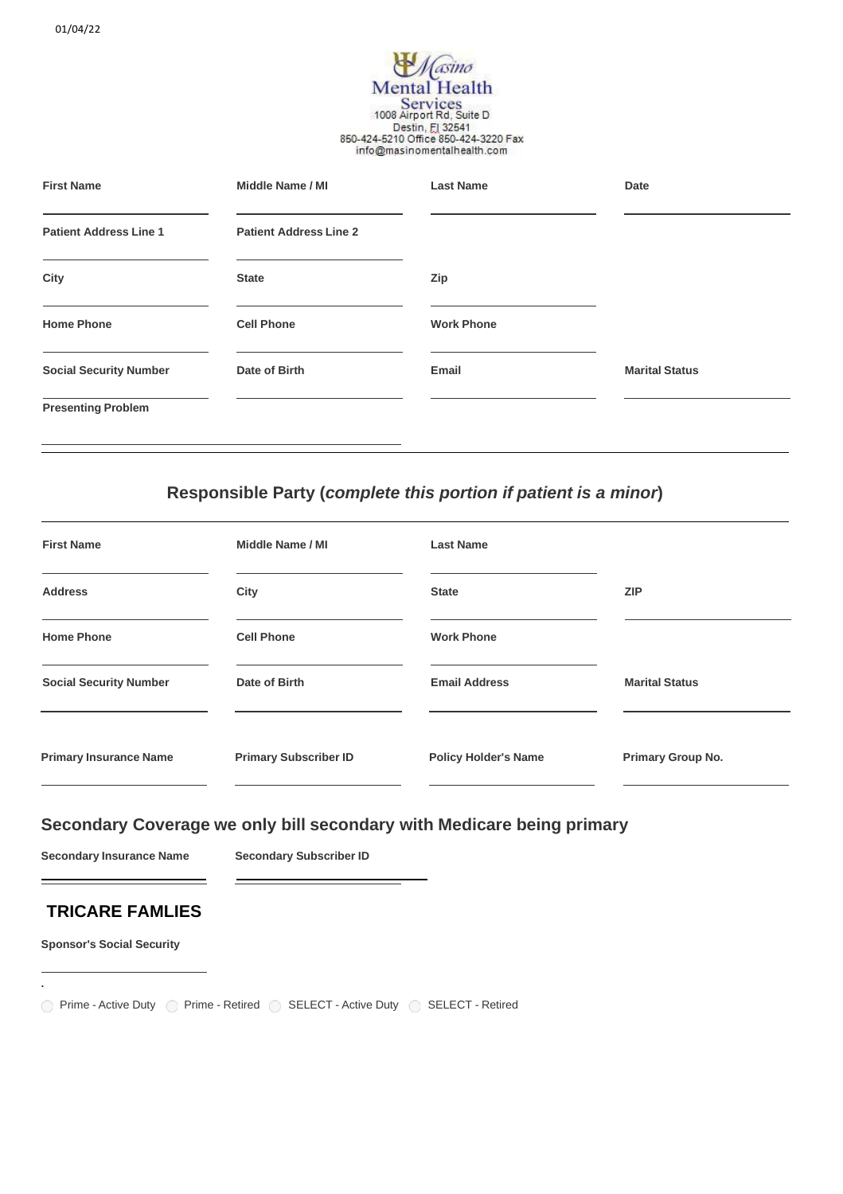01/04/22

Masino
Mental Health
Services
1008 Airport Rd, Suite D
Destin, Fl 32541
850-424-5210 Office 850-424-3220 Fax
info@masinomentalhealth.com

| First Name | Middle Name / MI | Last Name | Date |
|---|---|---|---|
| | | | |
| **Patient Address Line 1** | **Patient Address Line 2** | | |
| | | | |
| **City** | **State** | **Zip** | |
| | | | |
| **Home Phone** | **Cell Phone** | **Work Phone** | |
| | | | |
| **Social Security Number** | **Date of Birth** | **Email** | **Marital Status** |
| | | | |

**Presenting Problem**

## Responsible Party (*complete this portion if patient is a minor*)

| First Name | Middle Name / MI | Last Name | |
|---|---|---|---|
| | | | |
| **Address** | **City** | **State** | **ZIP** |
| | | | |
| **Home Phone** | **Cell Phone** | **Work Phone** | |
| | | | |
| **Social Security Number** | **Date of Birth** | **Email Address** | **Marital Status** |
| | | | |
| **Primary Insurance Name** | **Primary Subscriber ID** | **Policy Holder's Name** | **Primary Group No.** |
| | | | |

## Secondary Coverage we only bill secondary with Medicare being primary

| Secondary Insurance Name | Secondary Subscriber ID |
|---|---|
| | |

## TRICARE FAMLIES

**Sponsor's Social Security**

.

○ Prime - Active Duty ○ Prime - Retired ○ SELECT - Active Duty ○ SELECT - Retired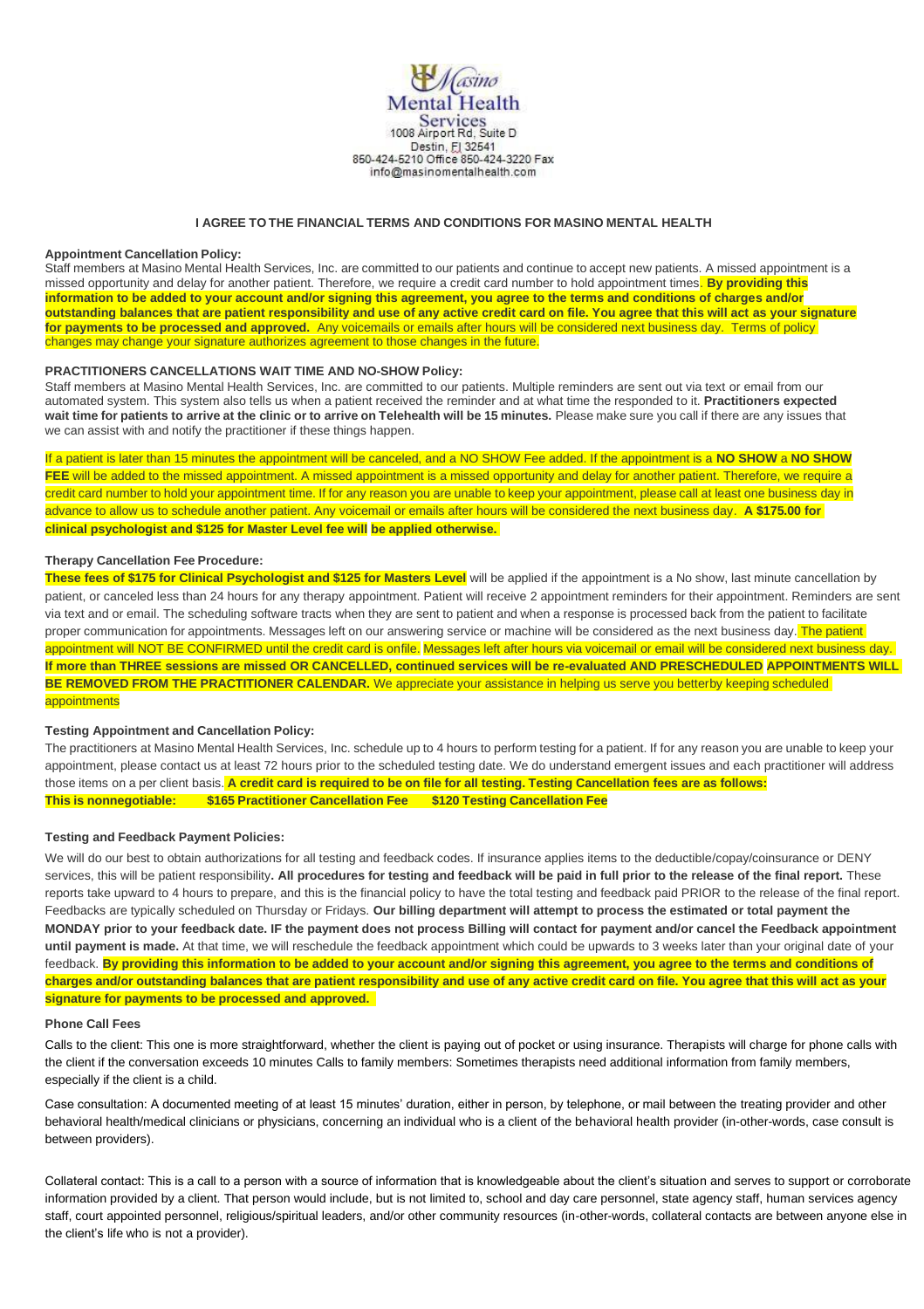Masino Mental Health Services
1008 Airport Rd, Suite D
Destin, Fl 32541
850-424-5210 Office 850-424-3220 Fax
info@masinomentalhealth.com

**I AGREE TO THE FINANCIAL TERMS AND CONDITIONS FOR MASINO MENTAL HEALTH**

**Appointment Cancellation Policy:**
Staff members at Masino Mental Health Services, Inc. are committed to our patients and continue to accept new patients. A missed appointment is a missed opportunity and delay for another patient. Therefore, we require a credit card number to hold appointment times. **By providing this information to be added to your account and/or signing this agreement, you agree to the terms and conditions of charges and/or outstanding balances that are patient responsibility and use of any active credit card on file. You agree that this will act as your signature for payments to be processed and approved.** Any voicemails or emails after hours will be considered next business day. Terms of policy changes may change your signature authorizes agreement to those changes in the future.

**PRACTITIONERS CANCELLATIONS WAIT TIME AND NO-SHOW Policy:**
Staff members at Masino Mental Health Services, Inc. are committed to our patients. Multiple reminders are sent out via text or email from our automated system. This system also tells us when a patient received the reminder and at what time the responded to it. **Practitioners expected wait time for patients to arrive at the clinic or to arrive on Telehealth will be 15 minutes.** Please make sure you call if there are any issues that we can assist with and notify the practitioner if these things happen.

If a patient is later than 15 minutes the appointment will be canceled, and a NO SHOW Fee added. If the appointment is a **NO SHOW** a **NO SHOW FEE** will be added to the missed appointment. A missed appointment is a missed opportunity and delay for another patient. Therefore, we require a credit card number to hold your appointment time. If for any reason you are unable to keep your appointment, please call at least one business day in advance to allow us to schedule another patient. Any voicemail or emails after hours will be considered the next business day. **A $175.00 for clinical psychologist and $125 for Master Level fee will be applied otherwise.**

**Therapy Cancellation Fee Procedure:**
**These fees of $175 for Clinical Psychologist and $125 for Masters Level** will be applied if the appointment is a No show, last minute cancellation by patient, or canceled less than 24 hours for any therapy appointment. Patient will receive 2 appointment reminders for their appointment. Reminders are sent via text and or email. The scheduling software tracts when they are sent to patient and when a response is processed back from the patient to facilitate proper communication for appointments. Messages left on our answering service or machine will be considered as the next business day. The patient appointment will NOT BE CONFIRMED until the credit card is onfile. Messages left after hours via voicemail or email will be considered next business day. **If more than THREE sessions are missed OR CANCELLED, continued services will be re-evaluated AND PRESCHEDULED APPOINTMENTS WILL BE REMOVED FROM THE PRACTITIONER CALENDAR.** We appreciate your assistance in helping us serve you betterby keeping scheduled appointments

**Testing Appointment and Cancellation Policy:**
The practitioners at Masino Mental Health Services, Inc. schedule up to 4 hours to perform testing for a patient. If for any reason you are unable to keep your appointment, please contact us at least 72 hours prior to the scheduled testing date. We do understand emergent issues and each practitioner will address those items on a per client basis. **A credit card is required to be on file for all testing. Testing Cancellation fees are as follows: This is nonnegotiable: $165 Practitioner Cancellation Fee $120 Testing Cancellation Fee**

**Testing and Feedback Payment Policies:**

We will do our best to obtain authorizations for all testing and feedback codes. If insurance applies items to the deductible/copay/coinsurance or DENY services, this will be patient responsibility**. All procedures for testing and feedback will be paid in full prior to the release of the final report.** These reports take upward to 4 hours to prepare, and this is the financial policy to have the total testing and feedback paid PRIOR to the release of the final report. Feedbacks are typically scheduled on Thursday or Fridays. **Our billing department will attempt to process the estimated or total payment the MONDAY prior to your feedback date. IF the payment does not process Billing will contact for payment and/or cancel the Feedback appointment until payment is made.** At that time, we will reschedule the feedback appointment which could be upwards to 3 weeks later than your original date of your feedback. **By providing this information to be added to your account and/or signing this agreement, you agree to the terms and conditions of charges and/or outstanding balances that are patient responsibility and use of any active credit card on file. You agree that this will act as your signature for payments to be processed and approved.**

**Phone Call Fees**

Calls to the client: This one is more straightforward, whether the client is paying out of pocket or using insurance. Therapists will charge for phone calls with the client if the conversation exceeds 10 minutes Calls to family members: Sometimes therapists need additional information from family members, especially if the client is a child.

Case consultation: A documented meeting of at least 15 minutes' duration, either in person, by telephone, or mail between the treating provider and other behavioral health/medical clinicians or physicians, concerning an individual who is a client of the behavioral health provider (in-other-words, case consult is between providers).

Collateral contact: This is a call to a person with a source of information that is knowledgeable about the client's situation and serves to support or corroborate information provided by a client. That person would include, but is not limited to, school and day care personnel, state agency staff, human services agency staff, court appointed personnel, religious/spiritual leaders, and/or other community resources (in-other-words, collateral contacts are between anyone else in the client's life who is not a provider).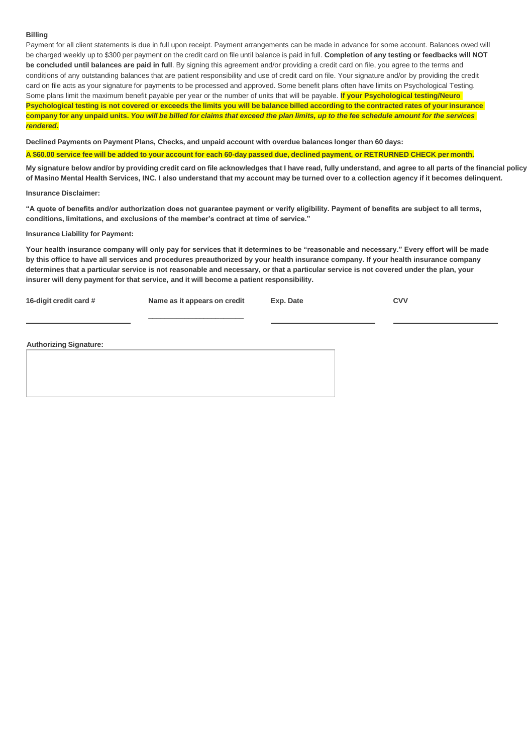**Billing**

Payment for all client statements is due in full upon receipt. Payment arrangements can be made in advance for some account. Balances owed will be charged weekly up to $300 per payment on the credit card on file until balance is paid in full. **Completion of any testing or feedbacks will NOT be concluded until balances are paid in full**. By signing this agreement and/or providing a credit card on file, you agree to the terms and conditions of any outstanding balances that are patient responsibility and use of credit card on file. Your signature and/or by providing the credit card on file acts as your signature for payments to be processed and approved. Some benefit plans often have limits on Psychological Testing. Some plans limit the maximum benefit payable per year or the number of units that will be payable. **If your Psychological testing/Neuro Psychological testing is not covered or exceeds the limits you will be balance billed according to the contracted rates of your insurance company for any unpaid units.** ***You will be billed for claims that exceed the plan limits, up to the fee schedule amount for the services rendered.***

**Declined Payments on Payment Plans, Checks, and unpaid account with overdue balances longer than 60 days:**

**A $60.00 service fee will be added to your account for each 60-day passed due, declined payment, or RETRURNED CHECK per month.**

**My signature below and/or by providing credit card on file acknowledges that I have read, fully understand, and agree to all parts of the financial policy of Masino Mental Health Services, INC. I also understand that my account may be turned over to a collection agency if it becomes delinquent.**

**Insurance Disclaimer:**

**"A quote of benefits and/or authorization does not guarantee payment or verify eligibility. Payment of benefits are subject to all terms, conditions, limitations, and exclusions of the member's contract at time of service."**

**Insurance Liability for Payment:**

**Your health insurance company will only pay for services that it determines to be "reasonable and necessary." Every effort will be made by this office to have all services and procedures preauthorized by your health insurance company. If your health insurance company determines that a particular service is not reasonable and necessary, or that a particular service is not covered under the plan, your insurer will deny payment for that service, and it will become a patient responsibility.**

| 16-digit credit card # | Name as it appears on credit | Exp. Date | CVV |
|---|---|---|---|
| | | | |

**Authorizing Signature:**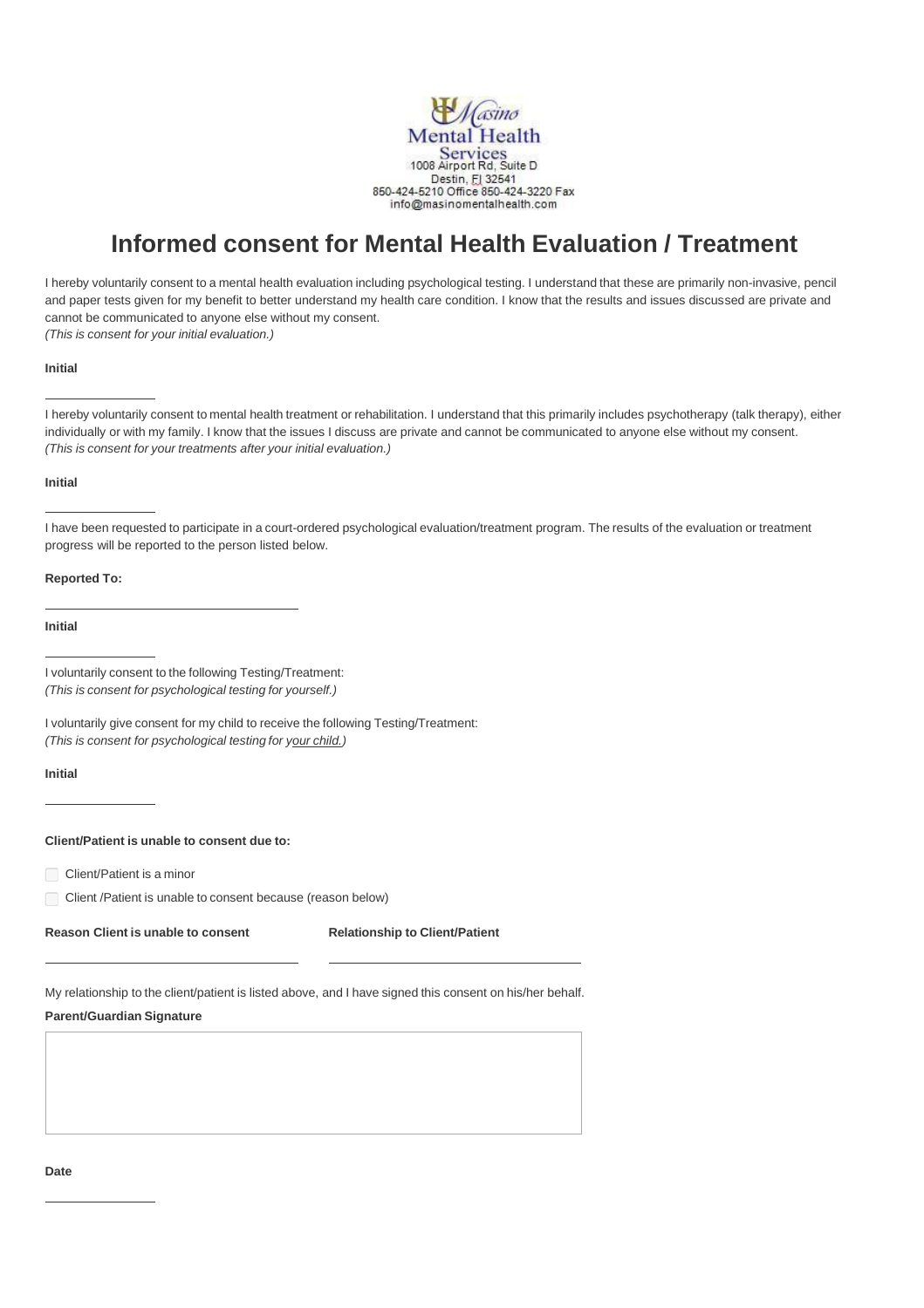Masino Mental Health Services
1008 Airport Rd, Suite D
Destin, Fl 32541
850-424-5210 Office 850-424-3220 Fax
info@masinomentalhealth.com

# Informed consent for Mental Health Evaluation / Treatment

I hereby voluntarily consent to a mental health evaluation including psychological testing. I understand that these are primarily non-invasive, pencil and paper tests given for my benefit to better understand my health care condition. I know that the results and issues discussed are private and cannot be communicated to anyone else without my consent.
*(This is consent for your initial evaluation.)*

**Initial**

______________

I hereby voluntarily consent to mental health treatment or rehabilitation. I understand that this primarily includes psychotherapy (talk therapy), either individually or with my family. I know that the issues I discuss are private and cannot be communicated to anyone else without my consent.
*(This is consent for your treatments after your initial evaluation.)*

**Initial**

______________

I have been requested to participate in a court-ordered psychological evaluation/treatment program. The results of the evaluation or treatment progress will be reported to the person listed below.

**Reported To:**

______________________________

**Initial**

______________

I voluntarily consent to the following Testing/Treatment:
*(This is consent for psychological testing for yourself.)*

I voluntarily give consent for my child to receive the following Testing/Treatment:
*(This is consent for psychological testing for your child.)*

**Initial**

______________

**Client/Patient is unable to consent due to:**

- ☐ Client/Patient is a minor
- ☐ Client /Patient is unable to consent because (reason below)

| **Reason Client is unable to consent** | **Relationship to Client/Patient** |
|---|---|
| ______________________________ | ______________________________ |

My relationship to the client/patient is listed above, and I have signed this consent on his/her behalf.

**Parent/Guardian Signature**

**Date**

______________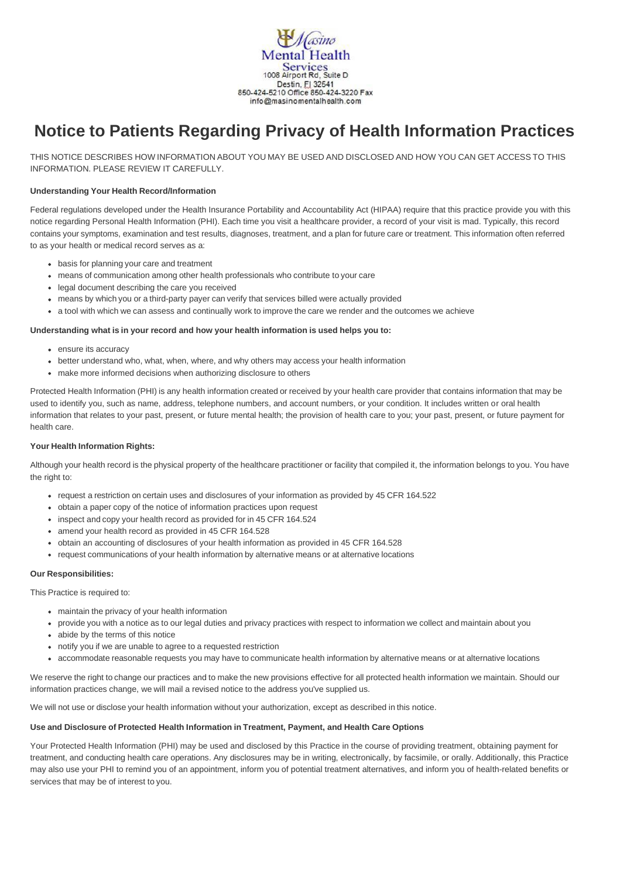Masino Mental Health Services
1008 Airport Rd, Suite D
Destin, Fl 32541
850-424-5210 Office 850-424-3220 Fax
info@masinomentalhealth.com

# Notice to Patients Regarding Privacy of Health Information Practices

THIS NOTICE DESCRIBES HOW INFORMATION ABOUT YOU MAY BE USED AND DISCLOSED AND HOW YOU CAN GET ACCESS TO THIS INFORMATION. PLEASE REVIEW IT CAREFULLY.

**Understanding Your Health Record/Information**

Federal regulations developed under the Health Insurance Portability and Accountability Act (HIPAA) require that this practice provide you with this notice regarding Personal Health Information (PHI). Each time you visit a healthcare provider, a record of your visit is mad. Typically, this record contains your symptoms, examination and test results, diagnoses, treatment, and a plan for future care or treatment. This information often referred to as your health or medical record serves as a:

- basis for planning your care and treatment
- means of communication among other health professionals who contribute to your care
- legal document describing the care you received
- means by which you or a third-party payer can verify that services billed were actually provided
- a tool with which we can assess and continually work to improve the care we render and the outcomes we achieve

**Understanding what is in your record and how your health information is used helps you to:**

- ensure its accuracy
- better understand who, what, when, where, and why others may access your health information
- make more informed decisions when authorizing disclosure to others

Protected Health Information (PHI) is any health information created or received by your health care provider that contains information that may be used to identify you, such as name, address, telephone numbers, and account numbers, or your condition. It includes written or oral health information that relates to your past, present, or future mental health; the provision of health care to you; your past, present, or future payment for health care.

**Your Health Information Rights:**

Although your health record is the physical property of the healthcare practitioner or facility that compiled it, the information belongs to you. You have the right to:

- request a restriction on certain uses and disclosures of your information as provided by 45 CFR 164.522
- obtain a paper copy of the notice of information practices upon request
- inspect and copy your health record as provided for in 45 CFR 164.524
- amend your health record as provided in 45 CFR 164.528
- obtain an accounting of disclosures of your health information as provided in 45 CFR 164.528
- request communications of your health information by alternative means or at alternative locations

**Our Responsibilities:**

This Practice is required to:

- maintain the privacy of your health information
- provide you with a notice as to our legal duties and privacy practices with respect to information we collect and maintain about you
- abide by the terms of this notice
- notify you if we are unable to agree to a requested restriction
- accommodate reasonable requests you may have to communicate health information by alternative means or at alternative locations

We reserve the right to change our practices and to make the new provisions effective for all protected health information we maintain. Should our information practices change, we will mail a revised notice to the address you've supplied us.

We will not use or disclose your health information without your authorization, except as described in this notice.

**Use and Disclosure of Protected Health Information in Treatment, Payment, and Health Care Options**

Your Protected Health Information (PHI) may be used and disclosed by this Practice in the course of providing treatment, obtaining payment for treatment, and conducting health care operations. Any disclosures may be in writing, electronically, by facsimile, or orally. Additionally, this Practice may also use your PHI to remind you of an appointment, inform you of potential treatment alternatives, and inform you of health-related benefits or services that may be of interest to you.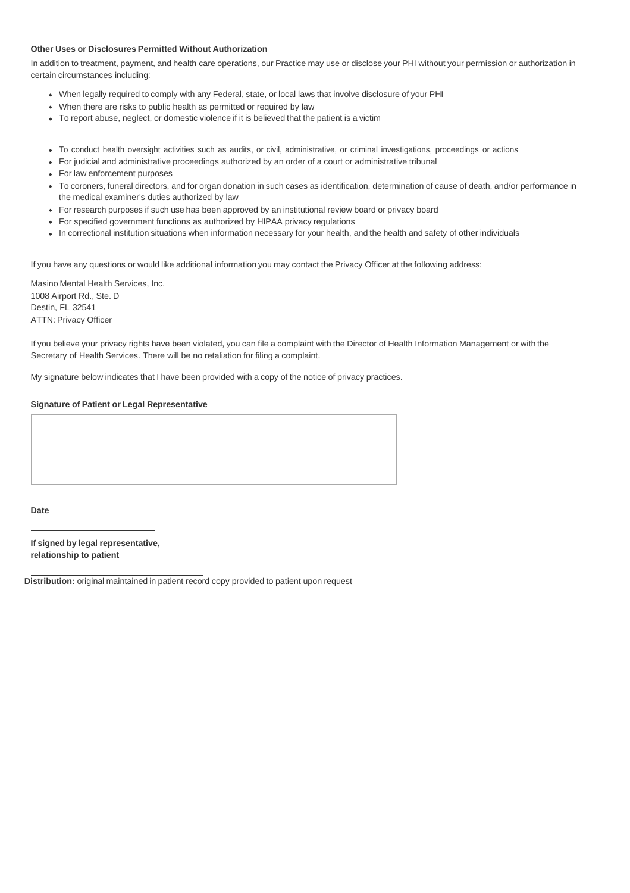**Other Uses or Disclosures Permitted Without Authorization**

In addition to treatment, payment, and health care operations, our Practice may use or disclose your PHI without your permission or authorization in certain circumstances including:

- When legally required to comply with any Federal, state, or local laws that involve disclosure of your PHI
- When there are risks to public health as permitted or required by law
- To report abuse, neglect, or domestic violence if it is believed that the patient is a victim
- To conduct health oversight activities such as audits, or civil, administrative, or criminal investigations, proceedings or actions
- For judicial and administrative proceedings authorized by an order of a court or administrative tribunal
- For law enforcement purposes
- To coroners, funeral directors, and for organ donation in such cases as identification, determination of cause of death, and/or performance in the medical examiner's duties authorized by law
- For research purposes if such use has been approved by an institutional review board or privacy board
- For specified government functions as authorized by HIPAA privacy regulations
- In correctional institution situations when information necessary for your health, and the health and safety of other individuals

If you have any questions or would like additional information you may contact the Privacy Officer at the following address:

Masino Mental Health Services, Inc.
1008 Airport Rd., Ste. D
Destin, FL 32541
ATTN: Privacy Officer

If you believe your privacy rights have been violated, you can file a complaint with the Director of Health Information Management or with the Secretary of Health Services. There will be no retaliation for filing a complaint.

My signature below indicates that I have been provided with a copy of the notice of privacy practices.

**Signature of Patient or Legal Representative**

**Date**

______________________________

**If signed by legal representative, relationship to patient**

______________________________

**Distribution:** original maintained in patient record copy provided to patient upon request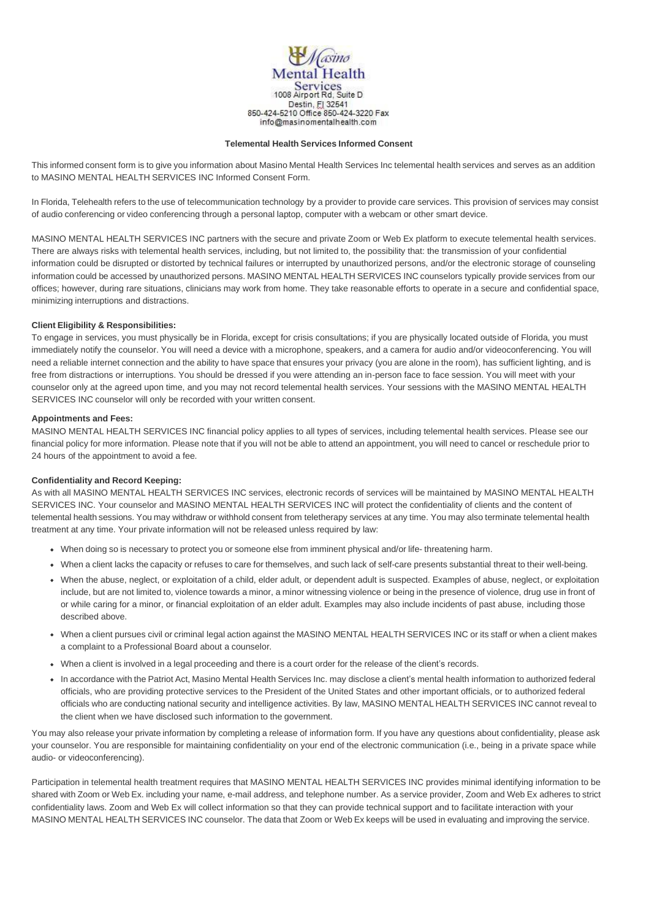Masino Mental Health Services
1008 Airport Rd, Suite D
Destin, Fl 32541
850-424-5210 Office 850-424-3220 Fax
info@masinomentalhealth.com

**Telemental Health Services Informed Consent**

This informed consent form is to give you information about Masino Mental Health Services Inc telemental health services and serves as an addition to MASINO MENTAL HEALTH SERVICES INC Informed Consent Form.

In Florida, Telehealth refers to the use of telecommunication technology by a provider to provide care services. This provision of services may consist of audio conferencing or video conferencing through a personal laptop, computer with a webcam or other smart device.

MASINO MENTAL HEALTH SERVICES INC partners with the secure and private Zoom or Web Ex platform to execute telemental health services. There are always risks with telemental health services, including, but not limited to, the possibility that: the transmission of your confidential information could be disrupted or distorted by technical failures or interrupted by unauthorized persons, and/or the electronic storage of counseling information could be accessed by unauthorized persons. MASINO MENTAL HEALTH SERVICES INC counselors typically provide services from our offices; however, during rare situations, clinicians may work from home. They take reasonable efforts to operate in a secure and confidential space, minimizing interruptions and distractions.

**Client Eligibility & Responsibilities:**
To engage in services, you must physically be in Florida, except for crisis consultations; if you are physically located outside of Florida, you must immediately notify the counselor. You will need a device with a microphone, speakers, and a camera for audio and/or videoconferencing. You will need a reliable internet connection and the ability to have space that ensures your privacy (you are alone in the room), has sufficient lighting, and is free from distractions or interruptions. You should be dressed if you were attending an in-person face to face session. You will meet with your counselor only at the agreed upon time, and you may not record telemental health services. Your sessions with the MASINO MENTAL HEALTH SERVICES INC counselor will only be recorded with your written consent.

**Appointments and Fees:**
MASINO MENTAL HEALTH SERVICES INC financial policy applies to all types of services, including telemental health services. Please see our financial policy for more information. Please note that if you will not be able to attend an appointment, you will need to cancel or reschedule prior to 24 hours of the appointment to avoid a fee.

**Confidentiality and Record Keeping:**
As with all MASINO MENTAL HEALTH SERVICES INC services, electronic records of services will be maintained by MASINO MENTAL HEALTH SERVICES INC. Your counselor and MASINO MENTAL HEALTH SERVICES INC will protect the confidentiality of clients and the content of telemental health sessions. You may withdraw or withhold consent from teletherapy services at any time. You may also terminate telemental health treatment at any time. Your private information will not be released unless required by law:

- When doing so is necessary to protect you or someone else from imminent physical and/or life- threatening harm.
- When a client lacks the capacity or refuses to care for themselves, and such lack of self-care presents substantial threat to their well-being.
- When the abuse, neglect, or exploitation of a child, elder adult, or dependent adult is suspected. Examples of abuse, neglect, or exploitation include, but are not limited to, violence towards a minor, a minor witnessing violence or being in the presence of violence, drug use in front of or while caring for a minor, or financial exploitation of an elder adult. Examples may also include incidents of past abuse, including those described above.
- When a client pursues civil or criminal legal action against the MASINO MENTAL HEALTH SERVICES INC or its staff or when a client makes a complaint to a Professional Board about a counselor.
- When a client is involved in a legal proceeding and there is a court order for the release of the client's records.
- In accordance with the Patriot Act, Masino Mental Health Services Inc. may disclose a client's mental health information to authorized federal officials, who are providing protective services to the President of the United States and other important officials, or to authorized federal officials who are conducting national security and intelligence activities. By law, MASINO MENTAL HEALTH SERVICES INC cannot reveal to the client when we have disclosed such information to the government.

You may also release your private information by completing a release of information form. If you have any questions about confidentiality, please ask your counselor. You are responsible for maintaining confidentiality on your end of the electronic communication (i.e., being in a private space while audio- or videoconferencing).

Participation in telemental health treatment requires that MASINO MENTAL HEALTH SERVICES INC provides minimal identifying information to be shared with Zoom or Web Ex. including your name, e-mail address, and telephone number. As a service provider, Zoom and Web Ex adheres to strict confidentiality laws. Zoom and Web Ex will collect information so that they can provide technical support and to facilitate interaction with your MASINO MENTAL HEALTH SERVICES INC counselor. The data that Zoom or Web Ex keeps will be used in evaluating and improving the service.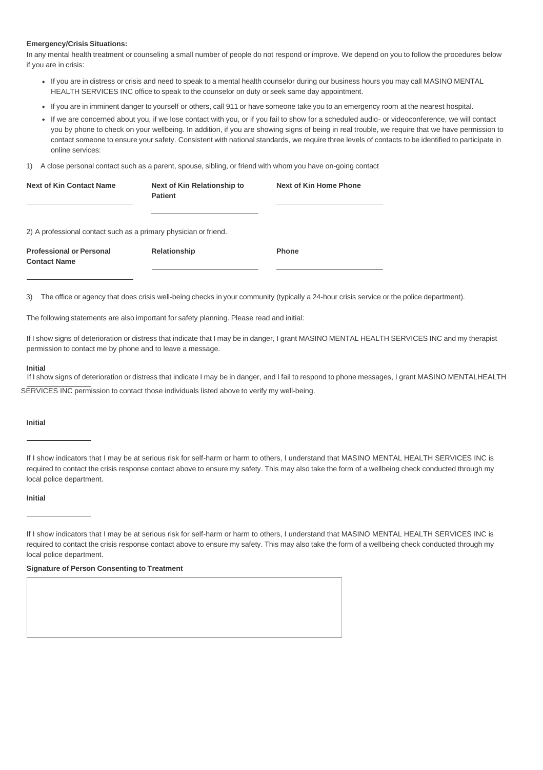**Emergency/Crisis Situations:**

In any mental health treatment or counseling a small number of people do not respond or improve. We depend on you to follow the procedures below if you are in crisis:

- If you are in distress or crisis and need to speak to a mental health counselor during our business hours you may call MASINO MENTAL HEALTH SERVICES INC office to speak to the counselor on duty or seek same day appointment.
- If you are in imminent danger to yourself or others, call 911 or have someone take you to an emergency room at the nearest hospital.
- If we are concerned about you, if we lose contact with you, or if you fail to show for a scheduled audio- or videoconference, we will contact you by phone to check on your wellbeing. In addition, if you are showing signs of being in real trouble, we require that we have permission to contact someone to ensure your safety. Consistent with national standards, we require three levels of contacts to be identified to participate in online services:

1) A close personal contact such as a parent, spouse, sibling, or friend with whom you have on-going contact

| Next of Kin Contact Name | Next of Kin Relationship to Patient | Next of Kin Home Phone |
| --- | --- | --- |
| | | |

2) A professional contact such as a primary physician or friend.

| Professional or Personal Contact Name | Relationship | Phone |
| --- | --- | --- |
| | | |

3) The office or agency that does crisis well-being checks in your community (typically a 24-hour crisis service or the police department).

The following statements are also important for safety planning. Please read and initial:

If I show signs of deterioration or distress that indicate that I may be in danger, I grant MASINO MENTAL HEALTH SERVICES INC and my therapist permission to contact me by phone and to leave a message.

**Initial**

_______________

If I show signs of deterioration or distress that indicate I may be in danger, and I fail to respond to phone messages, I grant MASINO MENTALHEALTH SERVICES INC permission to contact those individuals listed above to verify my well-being.

**Initial**

_______________

If I show indicators that I may be at serious risk for self-harm or harm to others, I understand that MASINO MENTAL HEALTH SERVICES INC is required to contact the crisis response contact above to ensure my safety. This may also take the form of a wellbeing check conducted through my local police department.

**Initial**

_______________

If I show indicators that I may be at serious risk for self-harm or harm to others, I understand that MASINO MENTAL HEALTH SERVICES INC is required to contact the crisis response contact above to ensure my safety. This may also take the form of a wellbeing check conducted through my local police department.

**Signature of Person Consenting to Treatment**